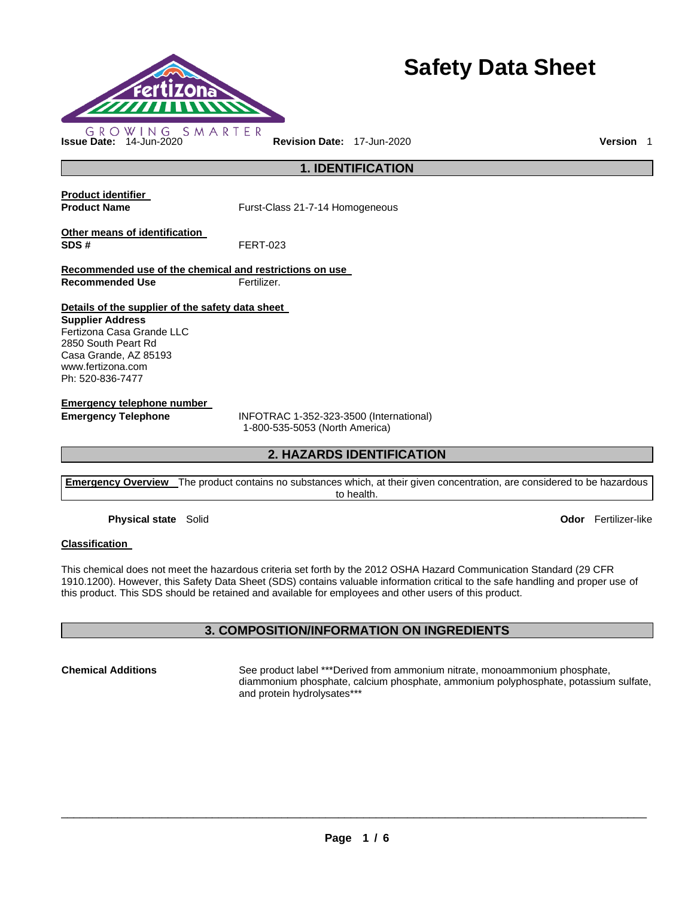# Safety Data Sheet

GROWING SMARTER

**Issue Date:** 14-Jun-2020 **Revision Date:** 17-Jun-2020 **Version** 1

## 1. IDENTIFICATION

**Product identifier**

**Product Name** Furst-Class 21-7-14 Homogeneous

**Other means of identification**

**SDS #** FERT-023

**Recommended use of the chemical and restrictions on use**

**Recommended Use** Fertilizer.

**Details of the supplier of the safety data sheet**

**Supplier Address**
Fertizona Casa Grande LLC
2850 South Peart Rd
Casa Grande, AZ 85193
www.fertizona.com
Ph: 520-836-7477

**Emergency telephone number**

**Emergency Telephone** INFOTRAC 1-352-323-3500 (International)
1-800-535-5053 (North America)

## 2. HAZARDS IDENTIFICATION

**Emergency Overview** The product contains no substances which, at their given concentration, are considered to be hazardous to health.

**Physical state** Solid **Odor** Fertilizer-like

**Classification**

This chemical does not meet the hazardous criteria set forth by the 2012 OSHA Hazard Communication Standard (29 CFR 1910.1200). However, this Safety Data Sheet (SDS) contains valuable information critical to the safe handling and proper use of this product. This SDS should be retained and available for employees and other users of this product.

## 3. COMPOSITION/INFORMATION ON INGREDIENTS

**Chemical Additions** See product label ***Derived from ammonium nitrate, monoammonium phosphate, diammonium phosphate, calcium phosphate, ammonium polyphosphate, potassium sulfate, and protein hydrolysates***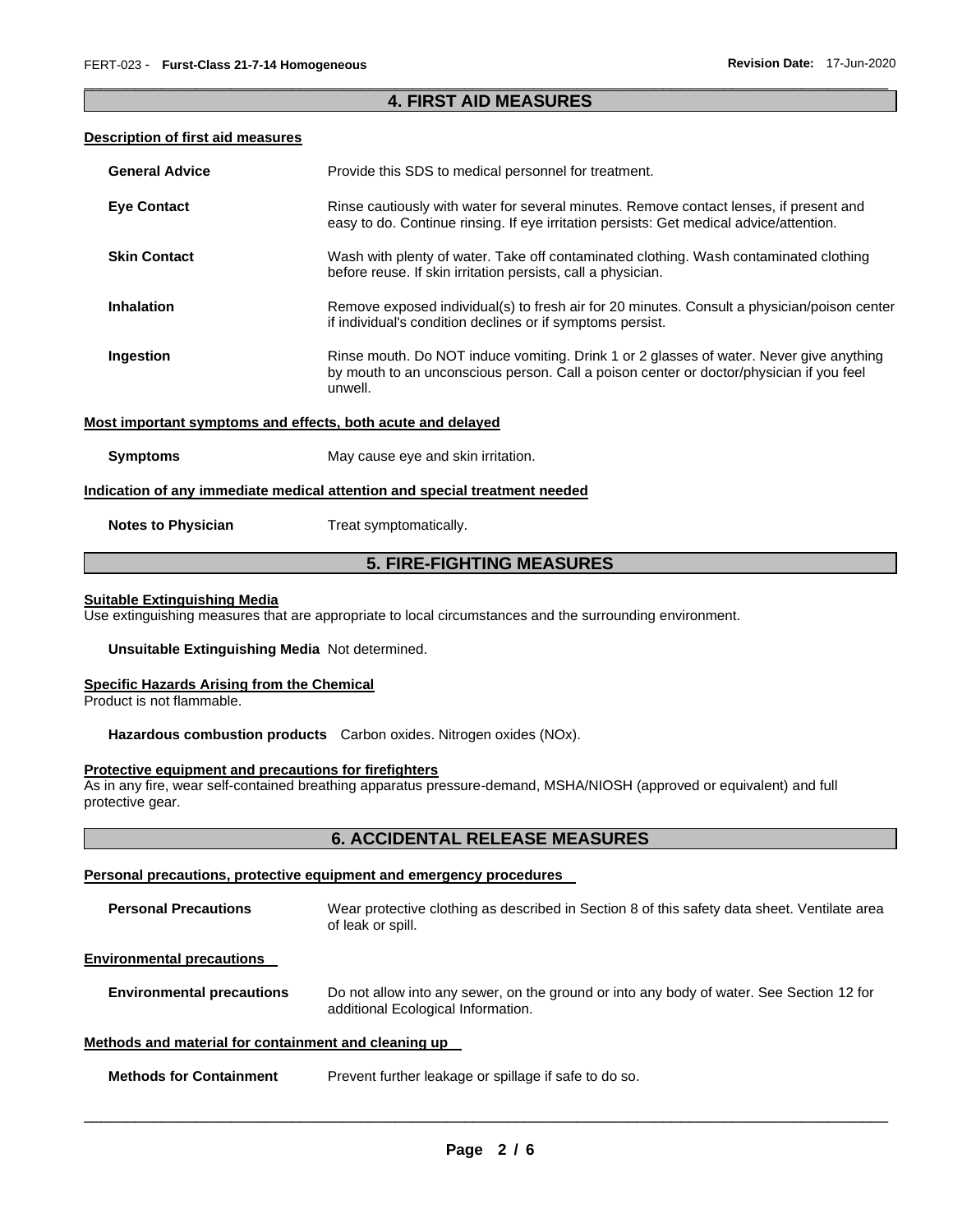## 4. FIRST AID MEASURES

### Description of first aid measures

**General Advice** Provide this SDS to medical personnel for treatment.

**Eye Contact** Rinse cautiously with water for several minutes. Remove contact lenses, if present and easy to do. Continue rinsing. If eye irritation persists: Get medical advice/attention.

**Skin Contact** Wash with plenty of water. Take off contaminated clothing. Wash contaminated clothing before reuse. If skin irritation persists, call a physician.

**Inhalation** Remove exposed individual(s) to fresh air for 20 minutes. Consult a physician/poison center if individual's condition declines or if symptoms persist.

**Ingestion** Rinse mouth. Do NOT induce vomiting. Drink 1 or 2 glasses of water. Never give anything by mouth to an unconscious person. Call a poison center or doctor/physician if you feel unwell.

### Most important symptoms and effects, both acute and delayed

**Symptoms** May cause eye and skin irritation.

### Indication of any immediate medical attention and special treatment needed

**Notes to Physician** Treat symptomatically.

## 5. FIRE-FIGHTING MEASURES

### Suitable Extinguishing Media

Use extinguishing measures that are appropriate to local circumstances and the surrounding environment.

**Unsuitable Extinguishing Media** Not determined.

### Specific Hazards Arising from the Chemical

Product is not flammable.

**Hazardous combustion products** Carbon oxides. Nitrogen oxides (NOx).

### Protective equipment and precautions for firefighters

As in any fire, wear self-contained breathing apparatus pressure-demand, MSHA/NIOSH (approved or equivalent) and full protective gear.

## 6. ACCIDENTAL RELEASE MEASURES

### Personal precautions, protective equipment and emergency procedures

**Personal Precautions** Wear protective clothing as described in Section 8 of this safety data sheet. Ventilate area of leak or spill.

### Environmental precautions

**Environmental precautions** Do not allow into any sewer, on the ground or into any body of water. See Section 12 for additional Ecological Information.

### Methods and material for containment and cleaning up

**Methods for Containment** Prevent further leakage or spillage if safe to do so.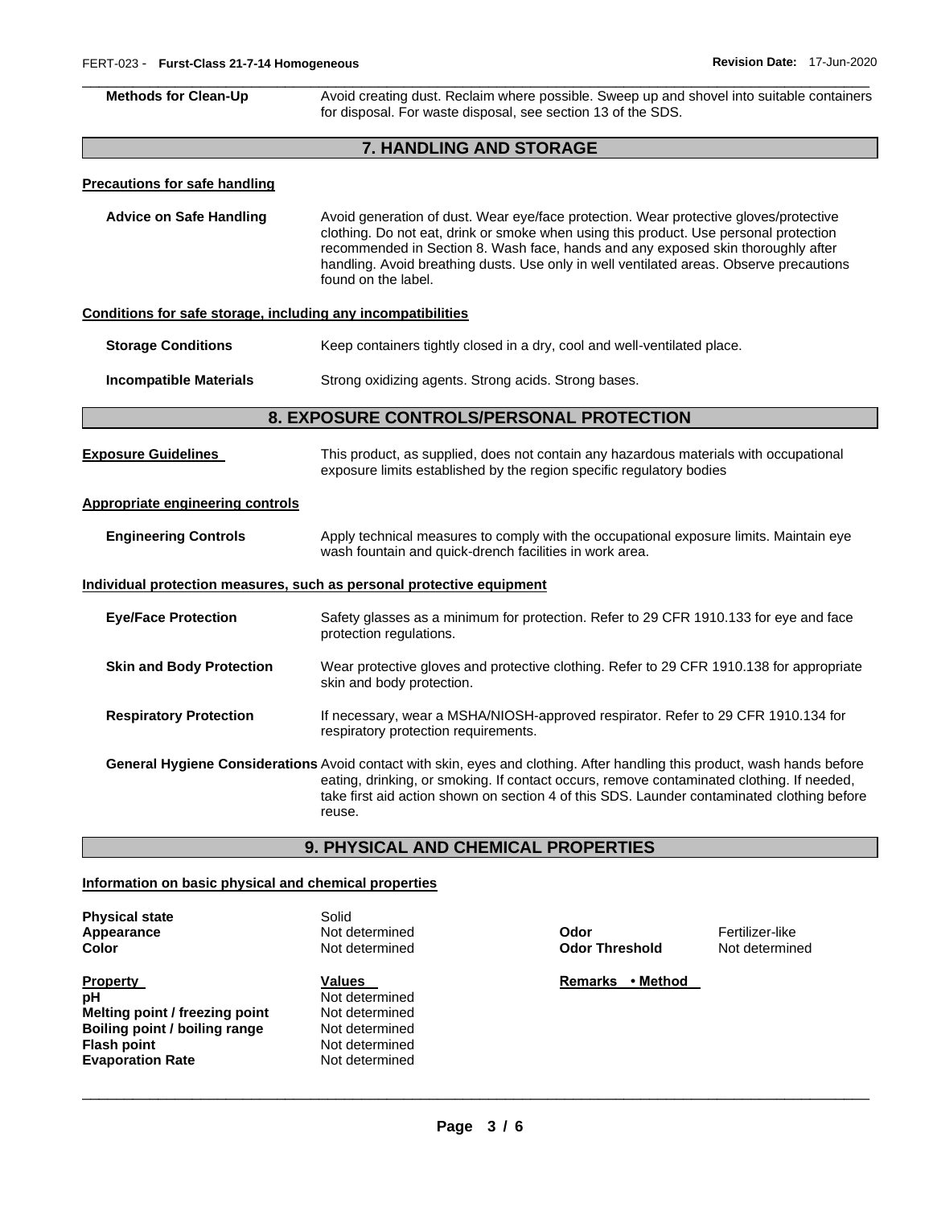| | |
|---|---|
| **Methods for Clean-Up** | Avoid creating dust. Reclaim where possible. Sweep up and shovel into suitable containers for disposal. For waste disposal, see section 13 of the SDS. |

## 7. HANDLING AND STORAGE

**Precautions for safe handling**

| | |
|---|---|
| **Advice on Safe Handling** | Avoid generation of dust. Wear eye/face protection. Wear protective gloves/protective clothing. Do not eat, drink or smoke when using this product. Use personal protection recommended in Section 8. Wash face, hands and any exposed skin thoroughly after handling. Avoid breathing dusts. Use only in well ventilated areas. Observe precautions found on the label. |

**Conditions for safe storage, including any incompatibilities**

| | |
|---|---|
| **Storage Conditions** | Keep containers tightly closed in a dry, cool and well-ventilated place. |
| **Incompatible Materials** | Strong oxidizing agents. Strong acids. Strong bases. |

## 8. EXPOSURE CONTROLS/PERSONAL PROTECTION

| | |
|---|---|
| **Exposure Guidelines** | This product, as supplied, does not contain any hazardous materials with occupational exposure limits established by the region specific regulatory bodies |

**Appropriate engineering controls**

| | |
|---|---|
| **Engineering Controls** | Apply technical measures to comply with the occupational exposure limits. Maintain eye wash fountain and quick-drench facilities in work area. |

**Individual protection measures, such as personal protective equipment**

| | |
|---|---|
| **Eye/Face Protection** | Safety glasses as a minimum for protection. Refer to 29 CFR 1910.133 for eye and face protection regulations. |
| **Skin and Body Protection** | Wear protective gloves and protective clothing. Refer to 29 CFR 1910.138 for appropriate skin and body protection. |
| **Respiratory Protection** | If necessary, wear a MSHA/NIOSH-approved respirator. Refer to 29 CFR 1910.134 for respiratory protection requirements. |
| **General Hygiene Considerations** | Avoid contact with skin, eyes and clothing. After handling this product, wash hands before eating, drinking, or smoking. If contact occurs, remove contaminated clothing. If needed, take first aid action shown on section 4 of this SDS. Launder contaminated clothing before reuse. |

## 9. PHYSICAL AND CHEMICAL PROPERTIES

**Information on basic physical and chemical properties**

| | | | |
|---|---|---|---|
| **Physical state** | Solid | | |
| **Appearance** | Not determined | **Odor** | Fertilizer-like |
| **Color** | Not determined | **Odor Threshold** | Not determined |

| **Property** | **Values** | **Remarks • Method** |
|---|---|---|
| **pH** | Not determined | |
| **Melting point / freezing point** | Not determined | |
| **Boiling point / boiling range** | Not determined | |
| **Flash point** | Not determined | |
| **Evaporation Rate** | Not determined | |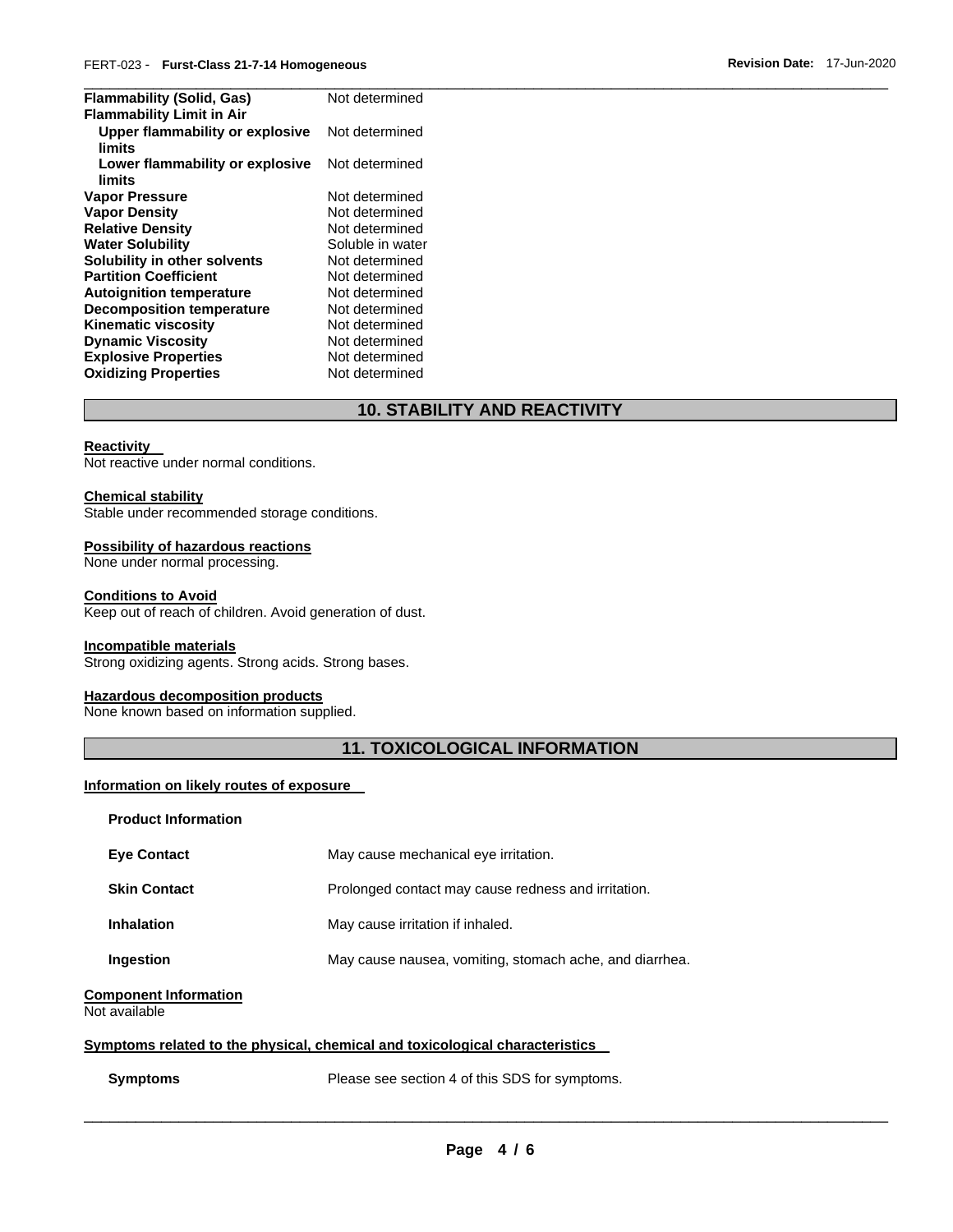| | |
|---|---|
| **Flammability (Solid, Gas)** | Not determined |
| **Flammability Limit in Air** | |
| **Upper flammability or explosive limits** | Not determined |
| **Lower flammability or explosive limits** | Not determined |
| **Vapor Pressure** | Not determined |
| **Vapor Density** | Not determined |
| **Relative Density** | Not determined |
| **Water Solubility** | Soluble in water |
| **Solubility in other solvents** | Not determined |
| **Partition Coefficient** | Not determined |
| **Autoignition temperature** | Not determined |
| **Decomposition temperature** | Not determined |
| **Kinematic viscosity** | Not determined |
| **Dynamic Viscosity** | Not determined |
| **Explosive Properties** | Not determined |
| **Oxidizing Properties** | Not determined |

## 10. STABILITY AND REACTIVITY

**Reactivity**
Not reactive under normal conditions.

**Chemical stability**
Stable under recommended storage conditions.

**Possibility of hazardous reactions**
None under normal processing.

**Conditions to Avoid**
Keep out of reach of children. Avoid generation of dust.

**Incompatible materials**
Strong oxidizing agents. Strong acids. Strong bases.

**Hazardous decomposition products**
None known based on information supplied.

## 11. TOXICOLOGICAL INFORMATION

**Information on likely routes of exposure**

**Product Information**

| | |
|---|---|
| **Eye Contact** | May cause mechanical eye irritation. |
| **Skin Contact** | Prolonged contact may cause redness and irritation. |
| **Inhalation** | May cause irritation if inhaled. |
| **Ingestion** | May cause nausea, vomiting, stomach ache, and diarrhea. |

**Component Information**
Not available

**Symptoms related to the physical, chemical and toxicological characteristics**

**Symptoms** Please see section 4 of this SDS for symptoms.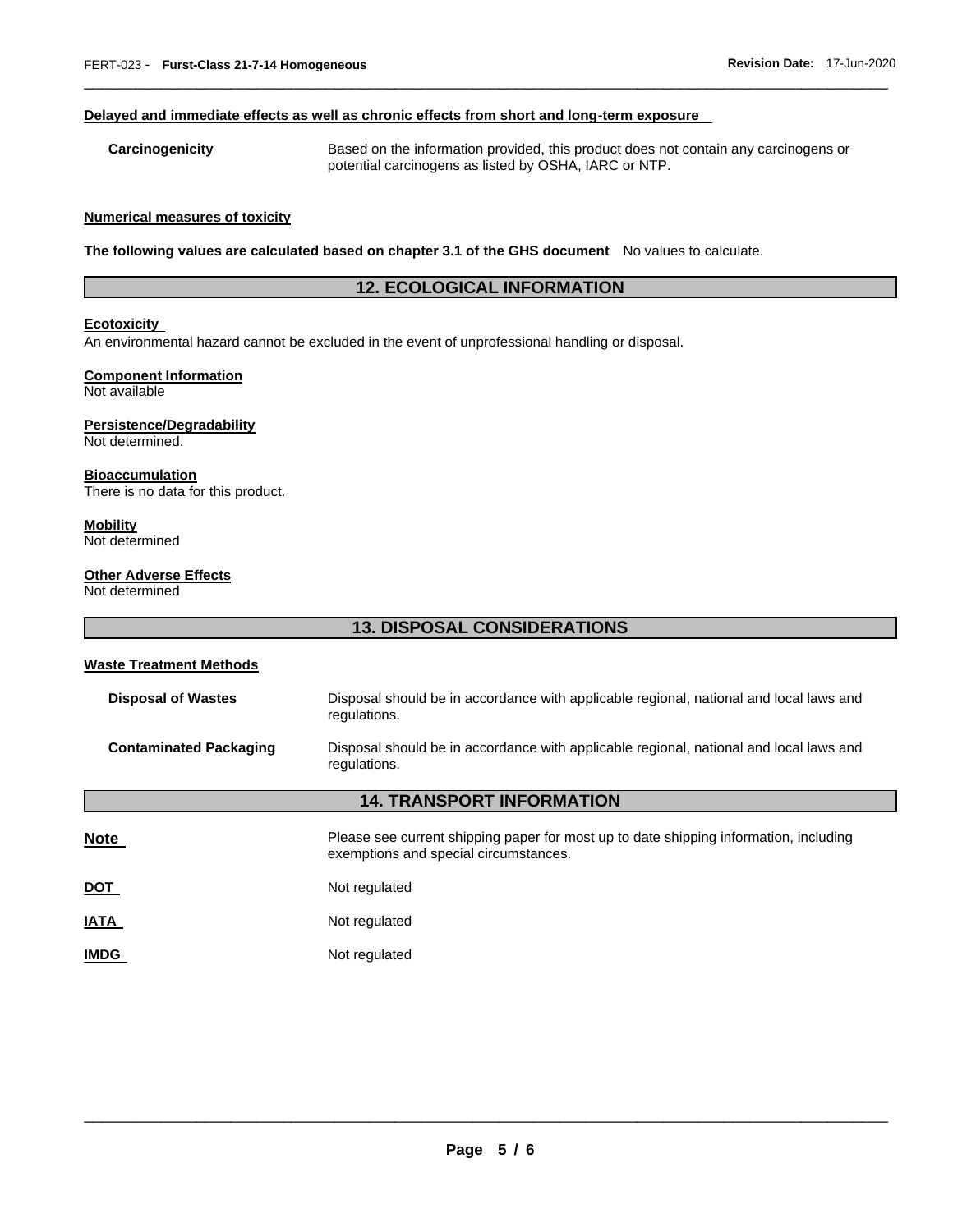**Delayed and immediate effects as well as chronic effects from short and long-term exposure**

| | |
|---|---|
| **Carcinogenicity** | Based on the information provided, this product does not contain any carcinogens or potential carcinogens as listed by OSHA, IARC or NTP. |

**Numerical measures of toxicity**

**The following values are calculated based on chapter 3.1 of the GHS document** No values to calculate.

## 12. ECOLOGICAL INFORMATION

**Ecotoxicity**
An environmental hazard cannot be excluded in the event of unprofessional handling or disposal.

**Component Information**
Not available

**Persistence/Degradability**
Not determined.

**Bioaccumulation**
There is no data for this product.

**Mobility**
Not determined

**Other Adverse Effects**
Not determined

## 13. DISPOSAL CONSIDERATIONS

**Waste Treatment Methods**

| | |
|---|---|
| **Disposal of Wastes** | Disposal should be in accordance with applicable regional, national and local laws and regulations. |
| **Contaminated Packaging** | Disposal should be in accordance with applicable regional, national and local laws and regulations. |

## 14. TRANSPORT INFORMATION

| | |
|---|---|
| **Note** | Please see current shipping paper for most up to date shipping information, including exemptions and special circumstances. |
| **DOT** | Not regulated |
| **IATA** | Not regulated |
| **IMDG** | Not regulated |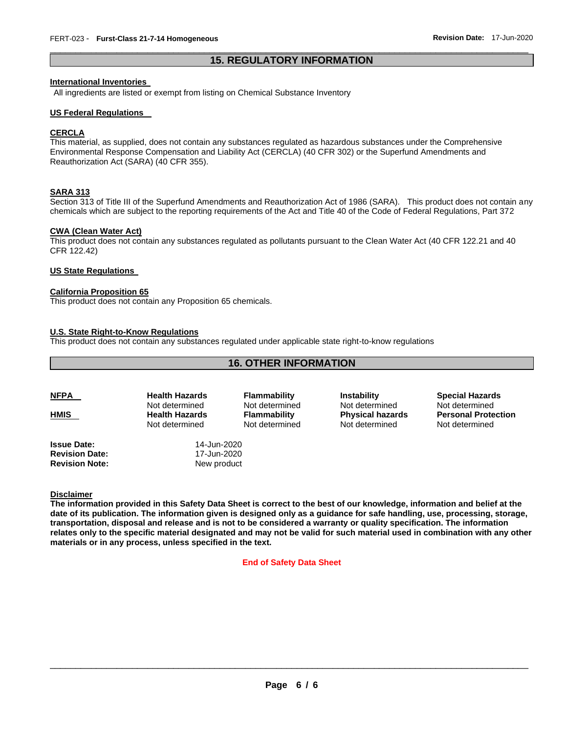## 15. REGULATORY INFORMATION

**International Inventories**

All ingredients are listed or exempt from listing on Chemical Substance Inventory

**US Federal Regulations**

**CERCLA**

This material, as supplied, does not contain any substances regulated as hazardous substances under the Comprehensive Environmental Response Compensation and Liability Act (CERCLA) (40 CFR 302) or the Superfund Amendments and Reauthorization Act (SARA) (40 CFR 355).

**SARA 313**

Section 313 of Title III of the Superfund Amendments and Reauthorization Act of 1986 (SARA). This product does not contain any chemicals which are subject to the reporting requirements of the Act and Title 40 of the Code of Federal Regulations, Part 372

**CWA (Clean Water Act)**

This product does not contain any substances regulated as pollutants pursuant to the Clean Water Act (40 CFR 122.21 and 40 CFR 122.42)

**US State Regulations**

**California Proposition 65**

This product does not contain any Proposition 65 chemicals.

**U.S. State Right-to-Know Regulations**

This product does not contain any substances regulated under applicable state right-to-know regulations

## 16. OTHER INFORMATION

| | | | | |
|---|---|---|---|---|
| **NFPA** | **Health Hazards** | **Flammability** | **Instability** | **Special Hazards** |
| | Not determined | Not determined | Not determined | Not determined |
| **HMIS** | **Health Hazards** | **Flammability** | **Physical hazards** | **Personal Protection** |
| | Not determined | Not determined | Not determined | Not determined |

**Issue Date:** 14-Jun-2020
**Revision Date:** 17-Jun-2020
**Revision Note:** New product

**Disclaimer**

**The information provided in this Safety Data Sheet is correct to the best of our knowledge, information and belief at the date of its publication. The information given is designed only as a guidance for safe handling, use, processing, storage, transportation, disposal and release and is not to be considered a warranty or quality specification. The information relates only to the specific material designated and may not be valid for such material used in combination with any other materials or in any process, unless specified in the text.**

**End of Safety Data Sheet**